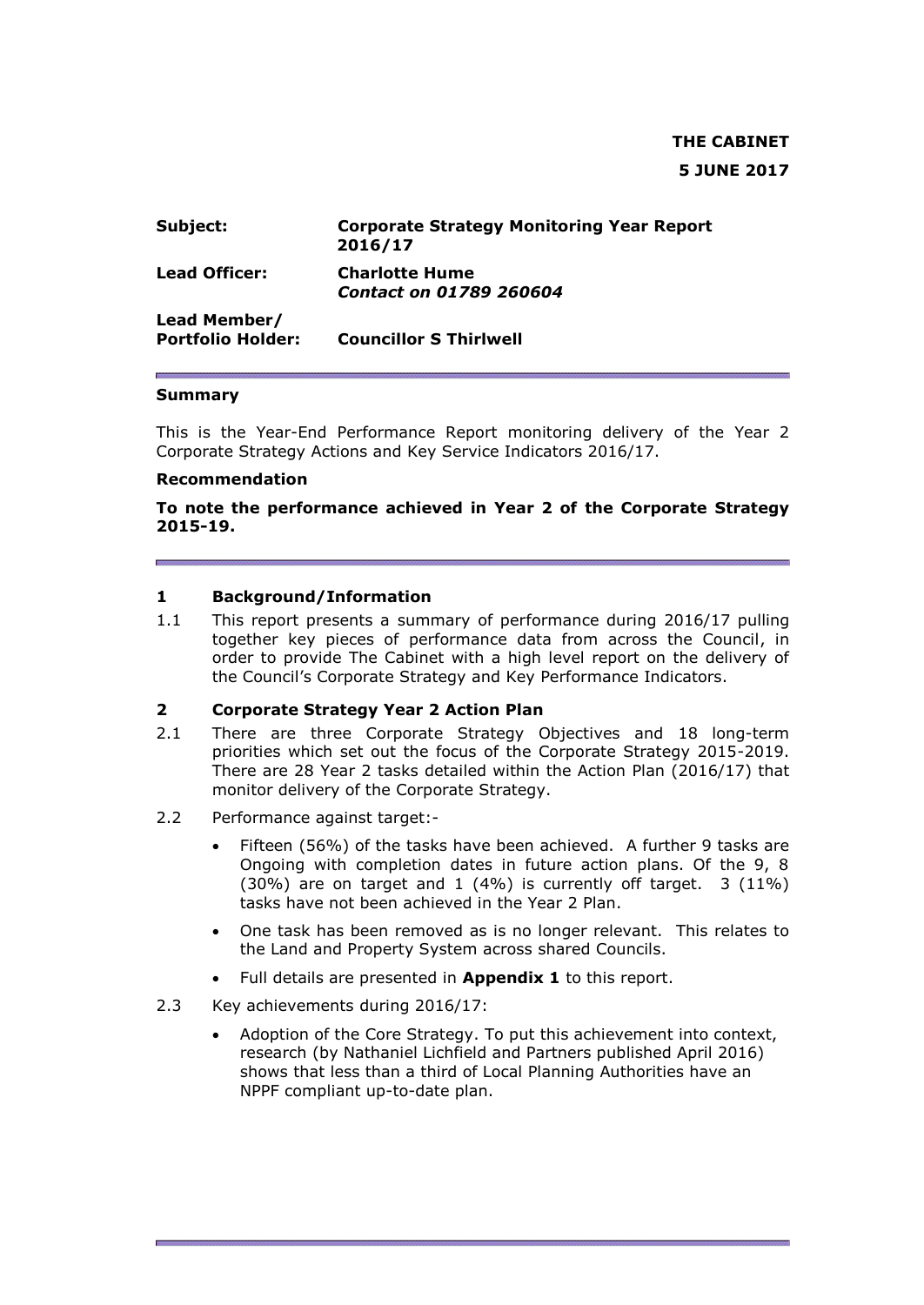**THE CABINET**

**5 JUNE 2017**

| | |
|---|---|
| **Subject:** | **Corporate Strategy Monitoring Year Report 2016/17** |
| **Lead Officer:** | **Charlotte Hume** ***Contact on 01789 260604*** |
| **Lead Member/ Portfolio Holder:** | **Councillor S Thirlwell** |

**Summary**

This is the Year-End Performance Report monitoring delivery of the Year 2 Corporate Strategy Actions and Key Service Indicators 2016/17.

**Recommendation**

**To note the performance achieved in Year 2 of the Corporate Strategy 2015-19.**

## 1 Background/Information

1.1 This report presents a summary of performance during 2016/17 pulling together key pieces of performance data from across the Council, in order to provide The Cabinet with a high level report on the delivery of the Council's Corporate Strategy and Key Performance Indicators.

## 2 Corporate Strategy Year 2 Action Plan

2.1 There are three Corporate Strategy Objectives and 18 long-term priorities which set out the focus of the Corporate Strategy 2015-2019. There are 28 Year 2 tasks detailed within the Action Plan (2016/17) that monitor delivery of the Corporate Strategy.

2.2 Performance against target:-

- Fifteen (56%) of the tasks have been achieved. A further 9 tasks are Ongoing with completion dates in future action plans. Of the 9, 8 (30%) are on target and 1 (4%) is currently off target. 3 (11%) tasks have not been achieved in the Year 2 Plan.
- One task has been removed as is no longer relevant. This relates to the Land and Property System across shared Councils.
- Full details are presented in **Appendix 1** to this report.

2.3 Key achievements during 2016/17:

- Adoption of the Core Strategy. To put this achievement into context, research (by Nathaniel Lichfield and Partners published April 2016) shows that less than a third of Local Planning Authorities have an NPPF compliant up-to-date plan.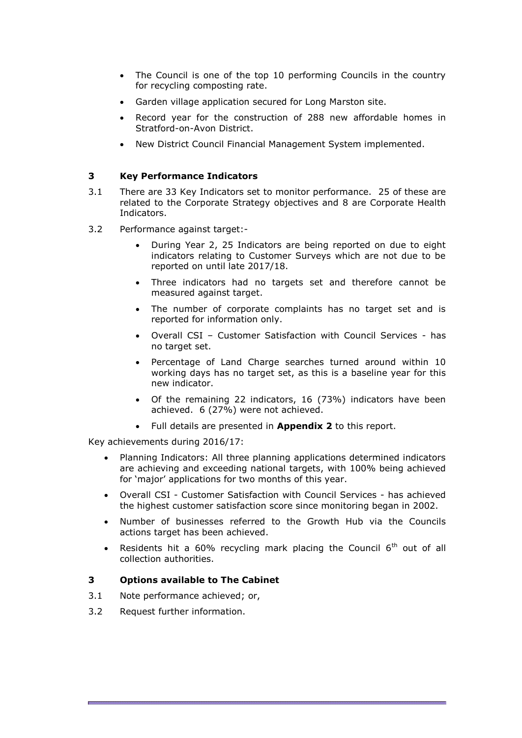- The Council is one of the top 10 performing Councils in the country for recycling composting rate.
- Garden village application secured for Long Marston site.
- Record year for the construction of 288 new affordable homes in Stratford-on-Avon District.
- New District Council Financial Management System implemented.

## 3 Key Performance Indicators

3.1 There are 33 Key Indicators set to monitor performance. 25 of these are related to the Corporate Strategy objectives and 8 are Corporate Health Indicators.

3.2 Performance against target:-

- During Year 2, 25 Indicators are being reported on due to eight indicators relating to Customer Surveys which are not due to be reported on until late 2017/18.
- Three indicators had no targets set and therefore cannot be measured against target.
- The number of corporate complaints has no target set and is reported for information only.
- Overall CSI – Customer Satisfaction with Council Services - has no target set.
- Percentage of Land Charge searches turned around within 10 working days has no target set, as this is a baseline year for this new indicator.
- Of the remaining 22 indicators, 16 (73%) indicators have been achieved. 6 (27%) were not achieved.
- Full details are presented in **Appendix 2** to this report.

Key achievements during 2016/17:

- Planning Indicators: All three planning applications determined indicators are achieving and exceeding national targets, with 100% being achieved for 'major' applications for two months of this year.
- Overall CSI - Customer Satisfaction with Council Services - has achieved the highest customer satisfaction score since monitoring began in 2002.
- Number of businesses referred to the Growth Hub via the Councils actions target has been achieved.
- Residents hit a 60% recycling mark placing the Council 6th out of all collection authorities.

## 3 Options available to The Cabinet

3.1 Note performance achieved; or,

3.2 Request further information.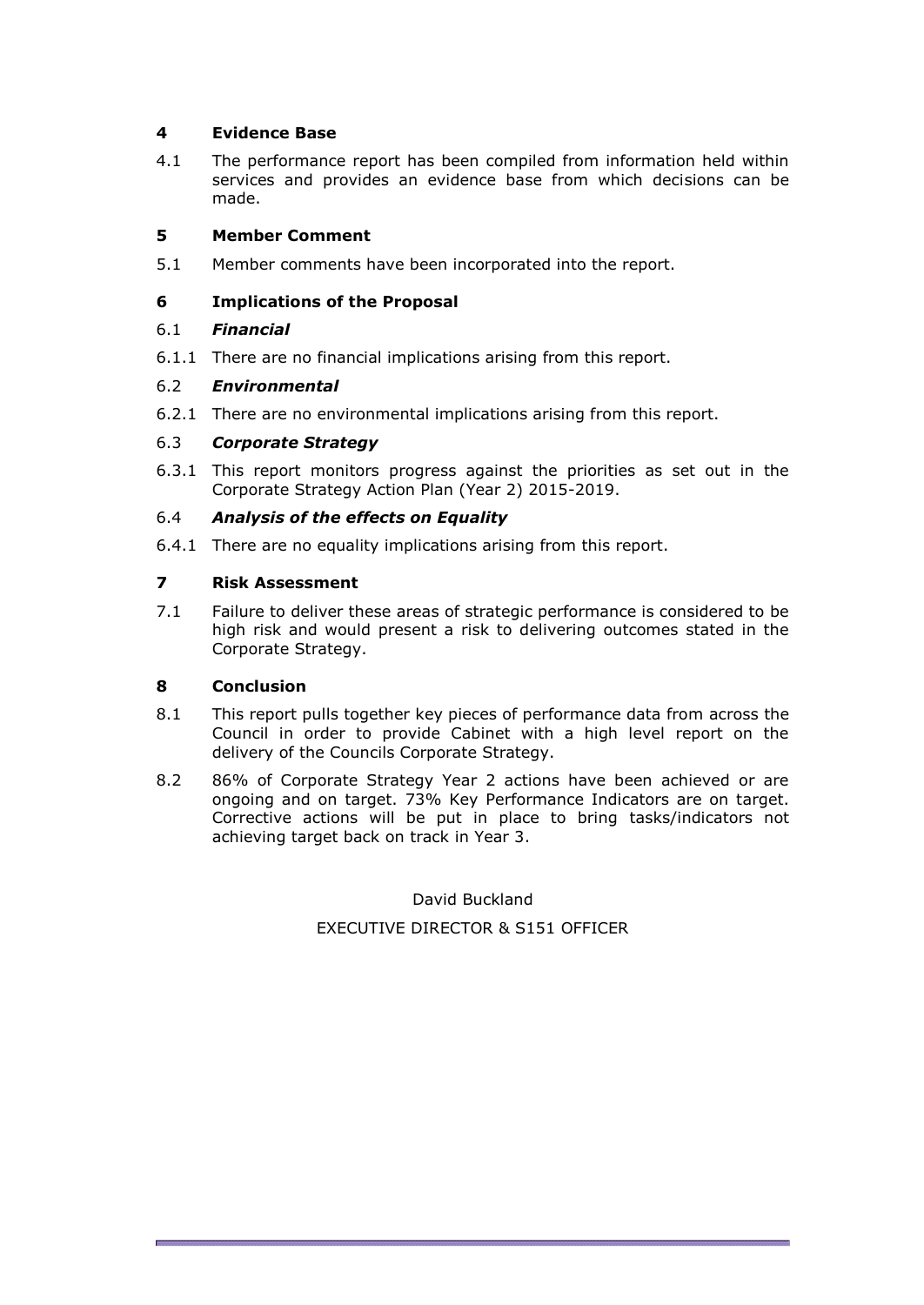## 4 Evidence Base

4.1 The performance report has been compiled from information held within services and provides an evidence base from which decisions can be made.

## 5 Member Comment

5.1 Member comments have been incorporated into the report.

## 6 Implications of the Proposal

### 6.1 *Financial*

6.1.1 There are no financial implications arising from this report.

### 6.2 *Environmental*

6.2.1 There are no environmental implications arising from this report.

### 6.3 *Corporate Strategy*

6.3.1 This report monitors progress against the priorities as set out in the Corporate Strategy Action Plan (Year 2) 2015-2019.

### 6.4 *Analysis of the effects on Equality*

6.4.1 There are no equality implications arising from this report.

## 7 Risk Assessment

7.1 Failure to deliver these areas of strategic performance is considered to be high risk and would present a risk to delivering outcomes stated in the Corporate Strategy.

## 8 Conclusion

8.1 This report pulls together key pieces of performance data from across the Council in order to provide Cabinet with a high level report on the delivery of the Councils Corporate Strategy.

8.2 86% of Corporate Strategy Year 2 actions have been achieved or are ongoing and on target. 73% Key Performance Indicators are on target. Corrective actions will be put in place to bring tasks/indicators not achieving target back on track in Year 3.

David Buckland

EXECUTIVE DIRECTOR & S151 OFFICER